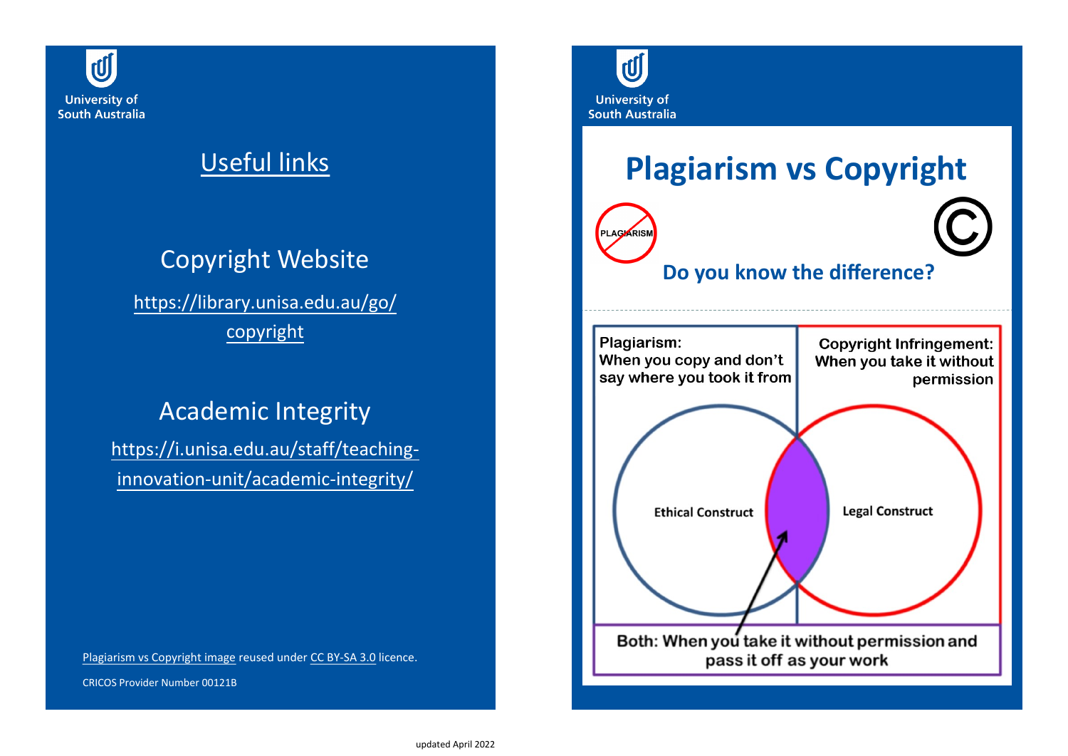University of South Australia

## Useful links

### Copyright Website

https://library.unisa.edu.au/go/copyright

### Academic Integrity

https://i.unisa.edu.au/staff/teaching-innovation-unit/academic-integrity/

Plagiarism vs Copyright image reused under CC BY-SA 3.0 licence.

CRICOS Provider Number 00121B

University of South Australia

# Plagiarism vs Copyright

PLAGIARISM

©

### Do you know the difference?

**Plagiarism:**
**When you copy and don't say where you took it from**

**Copyright Infringement:**
**When you take it without permission**

Ethical Construct

Legal Construct

**Both: When you take it without permission and pass it off as your work**

updated April 2022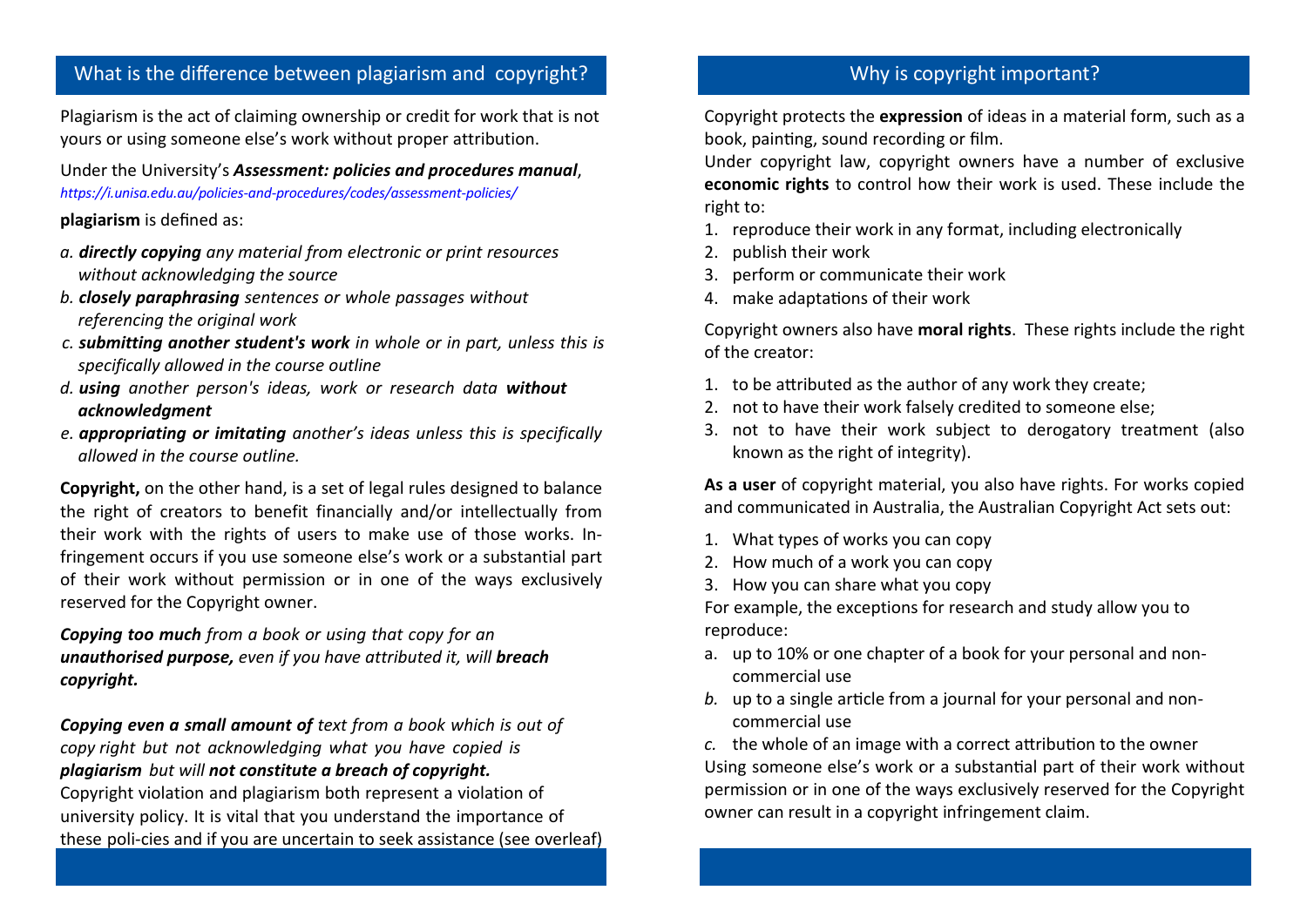## What is the difference between plagiarism and copyright?

Plagiarism is the act of claiming ownership or credit for work that is not yours or using someone else's work without proper attribution.

Under the University's ***Assessment: policies and procedures manual***, *https://i.unisa.edu.au/policies-and-procedures/codes/assessment-policies/*

**plagiarism** is defined as:

*a. **directly copying** any material from electronic or print resources without acknowledging the source*

*b. **closely paraphrasing** sentences or whole passages without referencing the original work*

*c. **submitting another student's work** in whole or in part, unless this is specifically allowed in the course outline*

*d. **using** another person's ideas, work or research data **without acknowledgment***

*e. **appropriating or imitating** another's ideas unless this is specifically allowed in the course outline.*

**Copyright,** on the other hand, is a set of legal rules designed to balance the right of creators to benefit financially and/or intellectually from their work with the rights of users to make use of those works. Infringement occurs if you use someone else's work or a substantial part of their work without permission or in one of the ways exclusively reserved for the Copyright owner.

***Copying too much** from a book or using that copy for an **unauthorised purpose,** even if you have attributed it, will **breach copyright.***

***Copying even a small amount of** text from a book which is out of copy right but not acknowledging what you have copied is **plagiarism** but will **not constitute a breach of copyright.***

Copyright violation and plagiarism both represent a violation of university policy. It is vital that you understand the importance of these poli-cies and if you are uncertain to seek assistance (see overleaf)

## Why is copyright important?

Copyright protects the **expression** of ideas in a material form, such as a book, painting, sound recording or film.

Under copyright law, copyright owners have a number of exclusive **economic rights** to control how their work is used. These include the right to:

1. reproduce their work in any format, including electronically
2. publish their work
3. perform or communicate their work
4. make adaptations of their work

Copyright owners also have **moral rights**. These rights include the right of the creator:

1. to be attributed as the author of any work they create;
2. not to have their work falsely credited to someone else;
3. not to have their work subject to derogatory treatment (also known as the right of integrity).

**As a user** of copyright material, you also have rights. For works copied and communicated in Australia, the Australian Copyright Act sets out:

1. What types of works you can copy
2. How much of a work you can copy
3. How you can share what you copy

For example, the exceptions for research and study allow you to reproduce:

a. up to 10% or one chapter of a book for your personal and non-commercial use

*b.* up to a single article from a journal for your personal and non-commercial use

*c.* the whole of an image with a correct attribution to the owner

Using someone else's work or a substantial part of their work without permission or in one of the ways exclusively reserved for the Copyright owner can result in a copyright infringement claim.